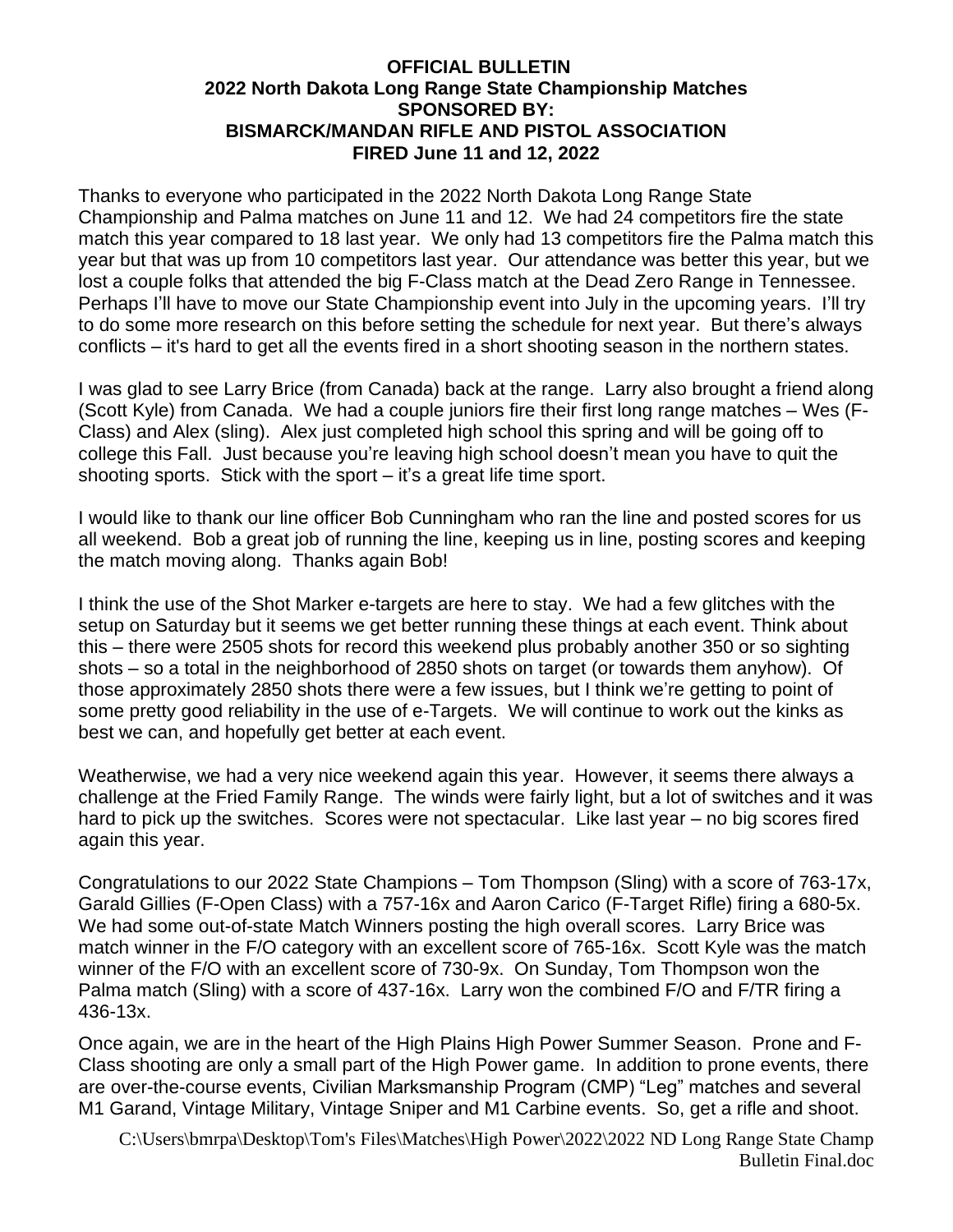**OFFICIAL BULLETIN**
**2022 North Dakota Long Range State Championship Matches**
**SPONSORED BY:**
**BISMARCK/MANDAN RIFLE AND PISTOL ASSOCIATION**
**FIRED June 11 and 12, 2022**

Thanks to everyone who participated in the 2022 North Dakota Long Range State Championship and Palma matches on June 11 and 12. We had 24 competitors fire the state match this year compared to 18 last year. We only had 13 competitors fire the Palma match this year but that was up from 10 competitors last year. Our attendance was better this year, but we lost a couple folks that attended the big F-Class match at the Dead Zero Range in Tennessee. Perhaps I'll have to move our State Championship event into July in the upcoming years. I'll try to do some more research on this before setting the schedule for next year. But there's always conflicts – it's hard to get all the events fired in a short shooting season in the northern states.

I was glad to see Larry Brice (from Canada) back at the range. Larry also brought a friend along (Scott Kyle) from Canada. We had a couple juniors fire their first long range matches – Wes (F-Class) and Alex (sling). Alex just completed high school this spring and will be going off to college this Fall. Just because you're leaving high school doesn't mean you have to quit the shooting sports. Stick with the sport – it's a great life time sport.

I would like to thank our line officer Bob Cunningham who ran the line and posted scores for us all weekend. Bob a great job of running the line, keeping us in line, posting scores and keeping the match moving along. Thanks again Bob!

I think the use of the Shot Marker e-targets are here to stay. We had a few glitches with the setup on Saturday but it seems we get better running these things at each event. Think about this – there were 2505 shots for record this weekend plus probably another 350 or so sighting shots – so a total in the neighborhood of 2850 shots on target (or towards them anyhow). Of those approximately 2850 shots there were a few issues, but I think we're getting to point of some pretty good reliability in the use of e-Targets. We will continue to work out the kinks as best we can, and hopefully get better at each event.

Weatherwise, we had a very nice weekend again this year. However, it seems there always a challenge at the Fried Family Range. The winds were fairly light, but a lot of switches and it was hard to pick up the switches. Scores were not spectacular. Like last year – no big scores fired again this year.

Congratulations to our 2022 State Champions – Tom Thompson (Sling) with a score of 763-17x, Garald Gillies (F-Open Class) with a 757-16x and Aaron Carico (F-Target Rifle) firing a 680-5x. We had some out-of-state Match Winners posting the high overall scores. Larry Brice was match winner in the F/O category with an excellent score of 765-16x. Scott Kyle was the match winner of the F/O with an excellent score of 730-9x. On Sunday, Tom Thompson won the Palma match (Sling) with a score of 437-16x. Larry won the combined F/O and F/TR firing a 436-13x.

Once again, we are in the heart of the High Plains High Power Summer Season. Prone and F-Class shooting are only a small part of the High Power game. In addition to prone events, there are over-the-course events, Civilian Marksmanship Program (CMP) "Leg" matches and several M1 Garand, Vintage Military, Vintage Sniper and M1 Carbine events. So, get a rifle and shoot.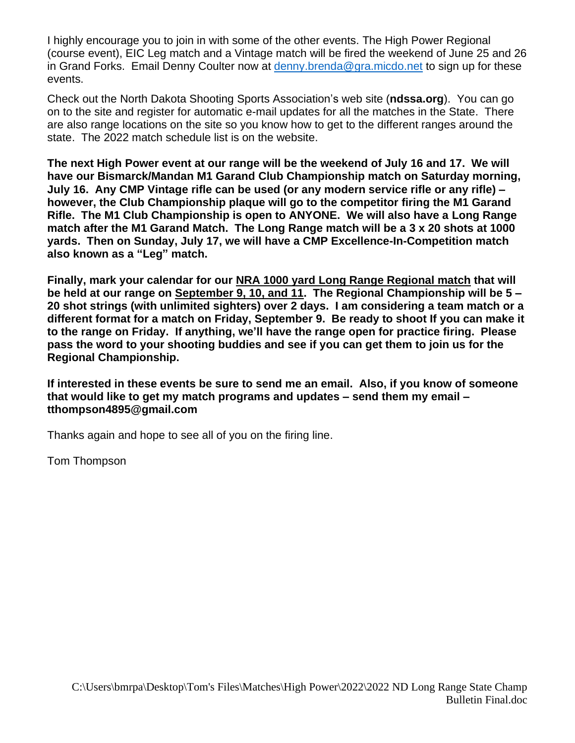I highly encourage you to join in with some of the other events. The High Power Regional (course event), EIC Leg match and a Vintage match will be fired the weekend of June 25 and 26 in Grand Forks. Email Denny Coulter now at [denny.brenda@gra.micdo.net](mailto:denny.brenda@gra.micdo.net) to sign up for these events.

Check out the North Dakota Shooting Sports Association's web site (**ndssa.org**). You can go on to the site and register for automatic e-mail updates for all the matches in the State. There are also range locations on the site so you know how to get to the different ranges around the state. The 2022 match schedule list is on the website.

**The next High Power event at our range will be the weekend of July 16 and 17. We will have our Bismarck/Mandan M1 Garand Club Championship match on Saturday morning, July 16. Any CMP Vintage rifle can be used (or any modern service rifle or any rifle) – however, the Club Championship plaque will go to the competitor firing the M1 Garand Rifle. The M1 Club Championship is open to ANYONE. We will also have a Long Range match after the M1 Garand Match. The Long Range match will be a 3 x 20 shots at 1000 yards. Then on Sunday, July 17, we will have a CMP Excellence-In-Competition match also known as a "Leg" match.**

**Finally, mark your calendar for our <u>NRA 1000 yard Long Range Regional match</u> that will be held at our range on <u>September 9, 10, and 11</u>. The Regional Championship will be 5 – 20 shot strings (with unlimited sighters) over 2 days. I am considering a team match or a different format for a match on Friday, September 9. Be ready to shoot If you can make it to the range on Friday. If anything, we'll have the range open for practice firing. Please pass the word to your shooting buddies and see if you can get them to join us for the Regional Championship.**

**If interested in these events be sure to send me an email. Also, if you know of someone that would like to get my match programs and updates – send them my email – tthompson4895@gmail.com**

Thanks again and hope to see all of you on the firing line.

Tom Thompson

C:\Users\bmrpa\Desktop\Tom's Files\Matches\High Power\2022\2022 ND Long Range State Champ Bulletin Final.doc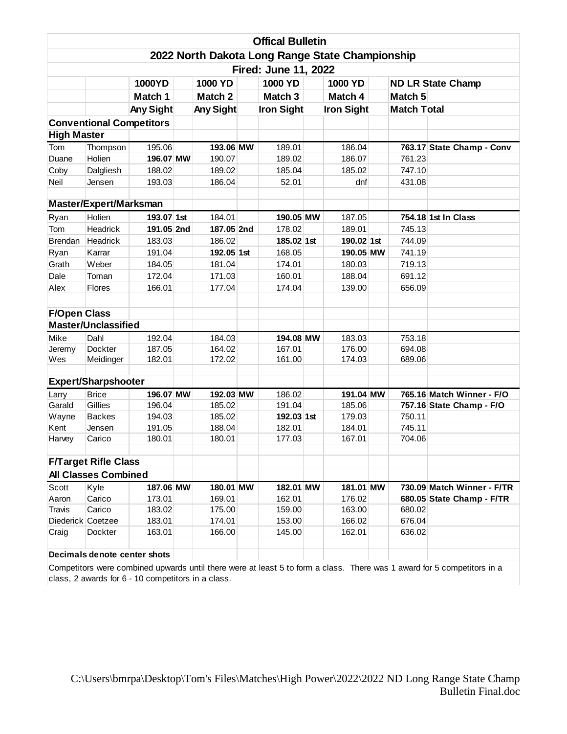# Offical Bulletin

## 2022 North Dakota Long Range State Championship

### Fired: June 11, 2022

| | | 1000YD | | 1000 YD | | 1000 YD | | 1000 YD | | ND LR State Champ | |
|---|---|---|---|---|---|---|---|---|---|---|---|
| | | Match 1 | | Match 2 | | Match 3 | | Match 4 | | Match 5 | |
| | | Any Sight | | Any Sight | | Iron Sight | | Iron Sight | | Match Total | |
| **Conventional Competitors** | | | | | | | | | | | |
| **High Master** | | | | | | | | | | | |
| Tom | Thompson | 195.06 | | **193.06** | **MW** | 189.01 | | 186.04 | | **763.17** | **State Champ - Conv** |
| Duane | Holien | **196.07** | **MW** | 190.07 | | 189.02 | | 186.07 | | 761.23 | |
| Coby | Dalgliesh | 188.02 | | 189.02 | | 185.04 | | 185.02 | | 747.10 | |
| Neil | Jensen | 193.03 | | 186.04 | | 52.01 | | dnf | | 431.08 | |
| | | | | | | | | | | | |
| **Master/Expert/Marksman** | | | | | | | | | | | |
| Ryan | Holien | **193.07** | **1st** | 184.01 | | **190.05** | **MW** | 187.05 | | **754.18** | **1st In Class** |
| Tom | Headrick | **191.05** | **2nd** | **187.05** | **2nd** | 178.02 | | 189.01 | | 745.13 | |
| Brendan | Headrick | 183.03 | | 186.02 | | **185.02** | **1st** | **190.02** | **1st** | 744.09 | |
| Ryan | Karrar | 191.04 | | **192.05** | **1st** | 168.05 | | **190.05** | **MW** | 741.19 | |
| Grath | Weber | 184.05 | | 181.04 | | 174.01 | | 180.03 | | 719.13 | |
| Dale | Toman | 172.04 | | 171.03 | | 160.01 | | 188.04 | | 691.12 | |
| Alex | Flores | 166.01 | | 177.04 | | 174.04 | | 139.00 | | 656.09 | |
| | | | | | | | | | | | |
| **F/Open Class** | | | | | | | | | | | |
| **Master/Unclassified** | | | | | | | | | | | |
| Mike | Dahl | 192.04 | | 184.03 | | **194.08** | **MW** | 183.03 | | 753.18 | |
| Jeremy | Dockter | 187.05 | | 164.02 | | 167.01 | | 176.00 | | 694.08 | |
| Wes | Meidinger | 182.01 | | 172.02 | | 161.00 | | 174.03 | | 689.06 | |
| | | | | | | | | | | | |
| **Expert/Sharpshooter** | | | | | | | | | | | |
| Larry | Brice | **196.07** | **MW** | **192.03** | **MW** | 186.02 | | **191.04** | **MW** | **765.16** | **Match Winner - F/O** |
| Garald | Gillies | 196.04 | | 185.02 | | 191.04 | | 185.06 | | **757.16** | **State Champ - F/O** |
| Wayne | Backes | 194.03 | | 185.02 | | **192.03** | **1st** | 179.03 | | 750.11 | |
| Kent | Jensen | 191.05 | | 188.04 | | 182.01 | | 184.01 | | 745.11 | |
| Harvey | Carico | 180.01 | | 180.01 | | 177.03 | | 167.01 | | 704.06 | |
| | | | | | | | | | | | |
| **F/Target Rifle Class** | | | | | | | | | | | |
| **All Classes Combined** | | | | | | | | | | | |
| Scott | Kyle | **187.06** | **MW** | **180.01** | **MW** | **182.01** | **MW** | **181.01** | **MW** | **730.09** | **Match Winner - F/TR** |
| Aaron | Carico | 173.01 | | 169.01 | | 162.01 | | 176.02 | | **680.05** | **State Champ - F/TR** |
| Travis | Carico | 183.02 | | 175.00 | | 159.00 | | 163.00 | | 680.02 | |
| Diederick | Coetzee | 183.01 | | 174.01 | | 153.00 | | 166.02 | | 676.04 | |
| Craig | Dockter | 163.01 | | 166.00 | | 145.00 | | 162.01 | | 636.02 | |
| | | | | | | | | | | | |
| **Decimals denote center shots** | | | | | | | | | | | |

Competitors were combined upwards until there were at least 5 to form a class. There was 1 award for 5 competitors in a class, 2 awards for 6 - 10 competitors in a class.

C:\Users\bmrpa\Desktop\Tom's Files\Matches\High Power\2022\2022 ND Long Range State Champ Bulletin Final.doc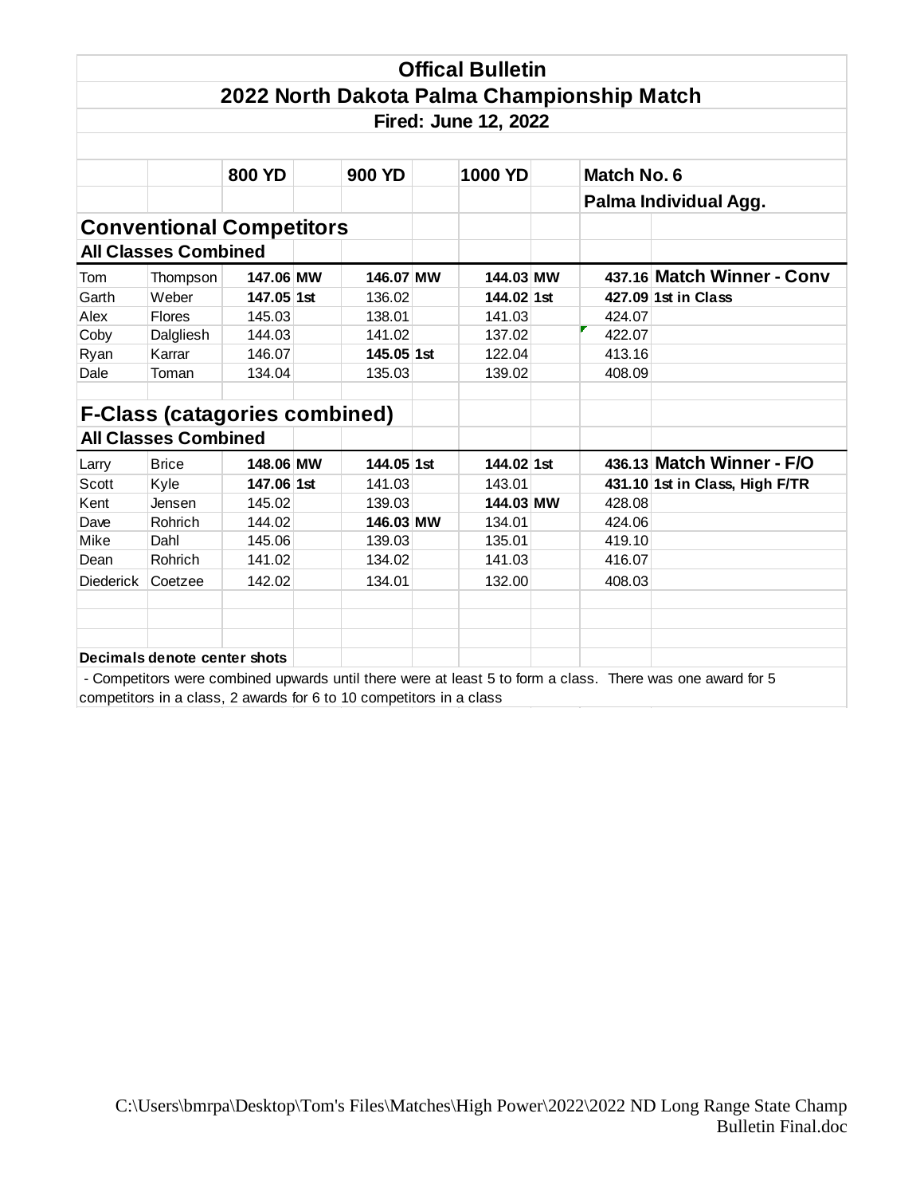# Offical Bulletin

## 2022 North Dakota Palma Championship Match

### Fired: June 12, 2022

| | | 800 YD | | 900 YD | | 1000 YD | | Match No. 6 | |
|---|---|---|---|---|---|---|---|---|---|
| | | | | | | | | Palma Individual Agg. | |
| **Conventional Competitors** | | | | | | | | | |
| **All Classes Combined** | | | | | | | | | |
| Tom | Thompson | **147.06** | **MW** | **146.07** | **MW** | **144.03** | **MW** | **437.16** | **Match Winner - Conv** |
| Garth | Weber | **147.05** | **1st** | 136.02 | | **144.02** | **1st** | **427.09** | **1st in Class** |
| Alex | Flores | 145.03 | | 138.01 | | 141.03 | | 424.07 | |
| Coby | Dalgliesh | 144.03 | | 141.02 | | 137.02 | | 422.07 | |
| Ryan | Karrar | 146.07 | | **145.05** | **1st** | 122.04 | | 413.16 | |
| Dale | Toman | 134.04 | | 135.03 | | 139.02 | | 408.09 | |
| **F-Class (catagories combined)** | | | | | | | | | |
| **All Classes Combined** | | | | | | | | | |
| Larry | Brice | **148.06** | **MW** | **144.05** | **1st** | **144.02** | **1st** | **436.13** | **Match Winner - F/O** |
| Scott | Kyle | **147.06** | **1st** | 141.03 | | 143.01 | | **431.10** | **1st in Class, High F/TR** |
| Kent | Jensen | 145.02 | | 139.03 | | **144.03** | **MW** | 428.08 | |
| Dave | Rohrich | 144.02 | | **146.03** | **MW** | 134.01 | | 424.06 | |
| Mike | Dahl | 145.06 | | 139.03 | | 135.01 | | 419.10 | |
| Dean | Rohrich | 141.02 | | 134.02 | | 141.03 | | 416.07 | |
| Diederick | Coetzee | 142.02 | | 134.01 | | 132.00 | | 408.03 | |

**Decimals denote center shots**

- Competitors were combined upwards until there were at least 5 to form a class. There was one award for 5 competitors in a class, 2 awards for 6 to 10 competitors in a class

C:\Users\bmrpa\Desktop\Tom's Files\Matches\High Power\2022\2022 ND Long Range State Champ Bulletin Final.doc